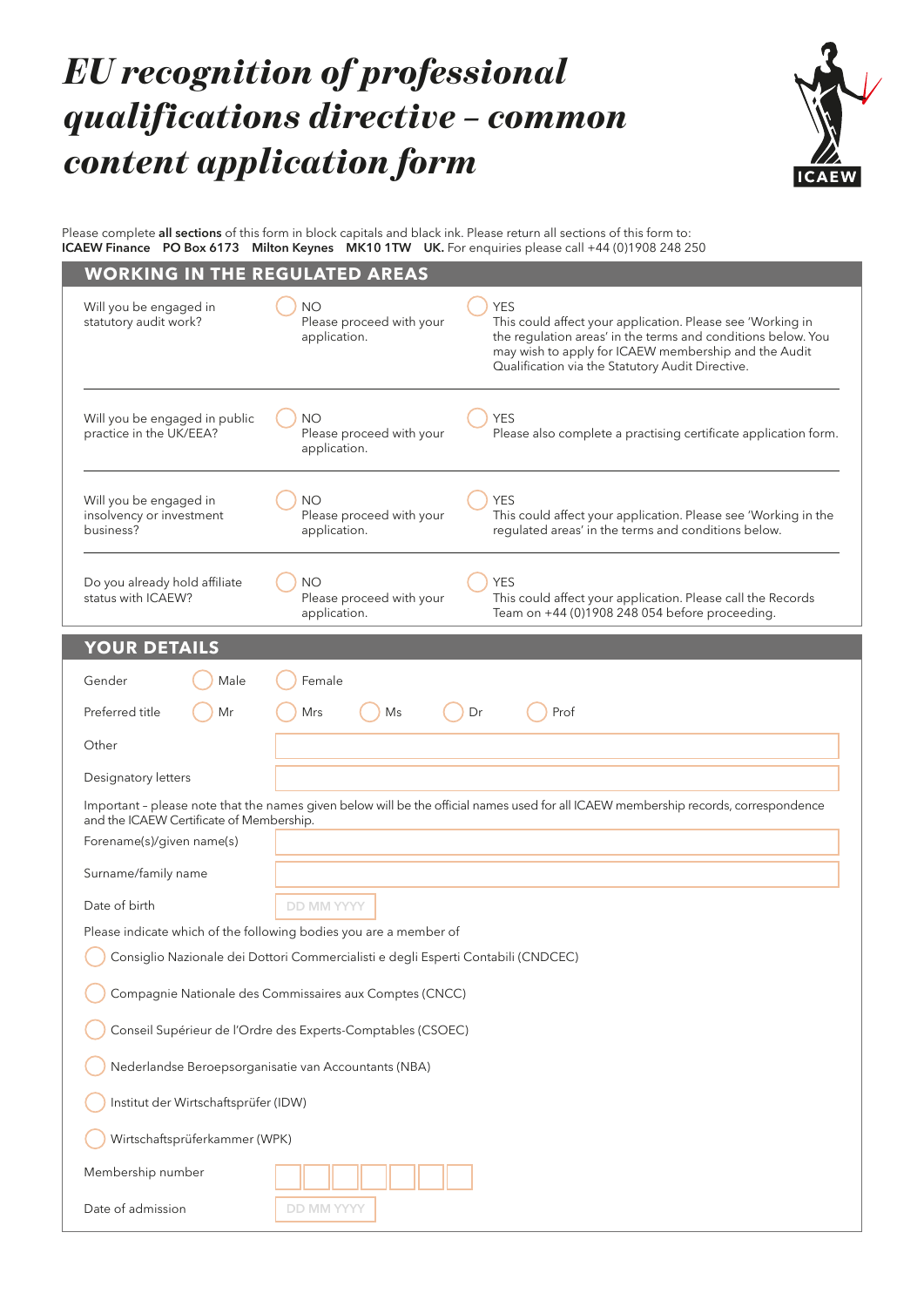# *EU recognition of professional qualifications directive – common content application form*

Please complete **all sections** of this form in block capitals and black ink. Please return all sections of this form to:
**ICAEW Finance PO Box 6173 Milton Keynes MK10 1TW UK.** For enquiries please call +44 (0)1908 248 250

## WORKING IN THE REGULATED AREAS

| | | |
|---|---|---|
| Will you be engaged in statutory audit work? | ◯ NO<br>Please proceed with your application. | ◯ YES<br>This could affect your application. Please see 'Working in the regulation areas' in the terms and conditions below. You may wish to apply for ICAEW membership and the Audit Qualification via the Statutory Audit Directive. |
| Will you be engaged in public practice in the UK/EEA? | ◯ NO<br>Please proceed with your application. | ◯ YES<br>Please also complete a practising certificate application form. |
| Will you be engaged in insolvency or investment business? | ◯ NO<br>Please proceed with your application. | ◯ YES<br>This could affect your application. Please see 'Working in the regulated areas' in the terms and conditions below. |
| Do you already hold affiliate status with ICAEW? | ◯ NO<br>Please proceed with your application. | ◯ YES<br>This could affect your application. Please call the Records Team on +44 (0)1908 248 054 before proceeding. |

## YOUR DETAILS

Gender ◯ Male ◯ Female

Preferred title ◯ Mr ◯ Mrs ◯ Ms ◯ Dr ◯ Prof

Other ____________________

Designatory letters ____________________

Important – please note that the names given below will be the official names used for all ICAEW membership records, correspondence and the ICAEW Certificate of Membership.

Forename(s)/given name(s) ____________________

Surname/family name ____________________

Date of birth DD MM YYYY

Please indicate which of the following bodies you are a member of

- ◯ Consiglio Nazionale dei Dottori Commercialisti e degli Esperti Contabili (CNDCEC)
- ◯ Compagnie Nationale des Commissaires aux Comptes (CNCC)
- ◯ Conseil Supérieur de l'Ordre des Experts-Comptables (CSOEC)
- ◯ Nederlandse Beroepsorganisatie van Accountants (NBA)
- ◯ Institut der Wirtschaftsprüfer (IDW)
- ◯ Wirtschaftsprüferkammer (WPK)

Membership number ☐☐☐☐☐☐☐

Date of admission DD MM YYYY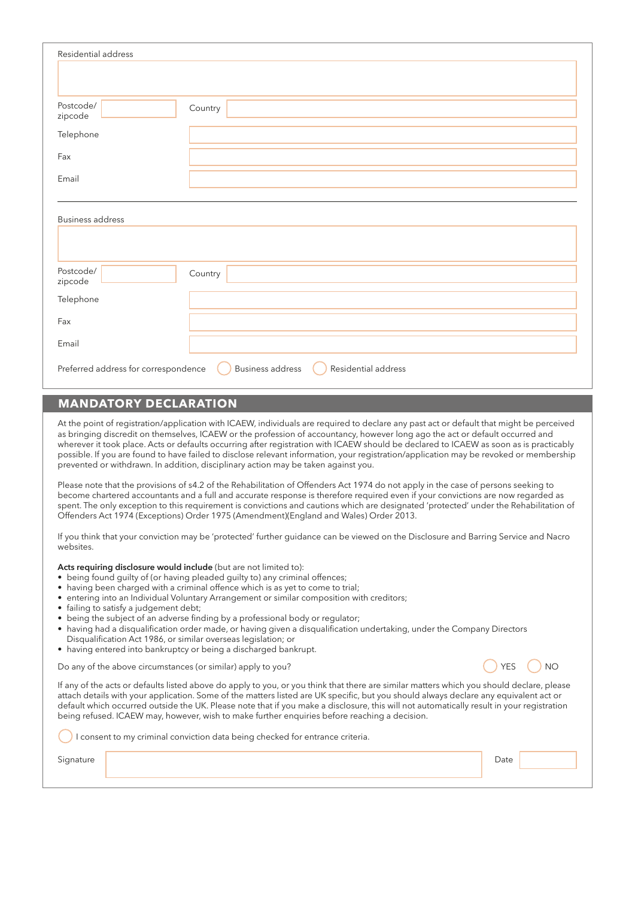Residential address

Postcode/ zipcode

Country

Telephone

Fax

Email

Business address

Postcode/ zipcode

Country

Telephone

Fax

Email

Preferred address for correspondence ◯ Business address ◯ Residential address

## MANDATORY DECLARATION

At the point of registration/application with ICAEW, individuals are required to declare any past act or default that might be perceived as bringing discredit on themselves, ICAEW or the profession of accountancy, however long ago the act or default occurred and wherever it took place. Acts or defaults occurring after registration with ICAEW should be declared to ICAEW as soon as is practicably possible. If you are found to have failed to disclose relevant information, your registration/application may be revoked or membership prevented or withdrawn. In addition, disciplinary action may be taken against you.

Please note that the provisions of s4.2 of the Rehabilitation of Offenders Act 1974 do not apply in the case of persons seeking to become chartered accountants and a full and accurate response is therefore required even if your convictions are now regarded as spent. The only exception to this requirement is convictions and cautions which are designated 'protected' under the Rehabilitation of Offenders Act 1974 (Exceptions) Order 1975 (Amendment)(England and Wales) Order 2013.

If you think that your conviction may be 'protected' further guidance can be viewed on the Disclosure and Barring Service and Nacro websites.

**Acts requiring disclosure would include** (but are not limited to):

- being found guilty of (or having pleaded guilty to) any criminal offences;
- having been charged with a criminal offence which is as yet to come to trial;
- entering into an Individual Voluntary Arrangement or similar composition with creditors;
- failing to satisfy a judgement debt;
- being the subject of an adverse finding by a professional body or regulator;
- having had a disqualification order made, or having given a disqualification undertaking, under the Company Directors Disqualification Act 1986, or similar overseas legislation; or
- having entered into bankruptcy or being a discharged bankrupt.

Do any of the above circumstances (or similar) apply to you? ◯ YES ◯ NO

If any of the acts or defaults listed above do apply to you, or you think that there are similar matters which you should declare, please attach details with your application. Some of the matters listed are UK specific, but you should always declare any equivalent act or default which occurred outside the UK. Please note that if you make a disclosure, this will not automatically result in your registration being refused. ICAEW may, however, wish to make further enquiries before reaching a decision.

◯ I consent to my criminal conviction data being checked for entrance criteria.

Signature

Date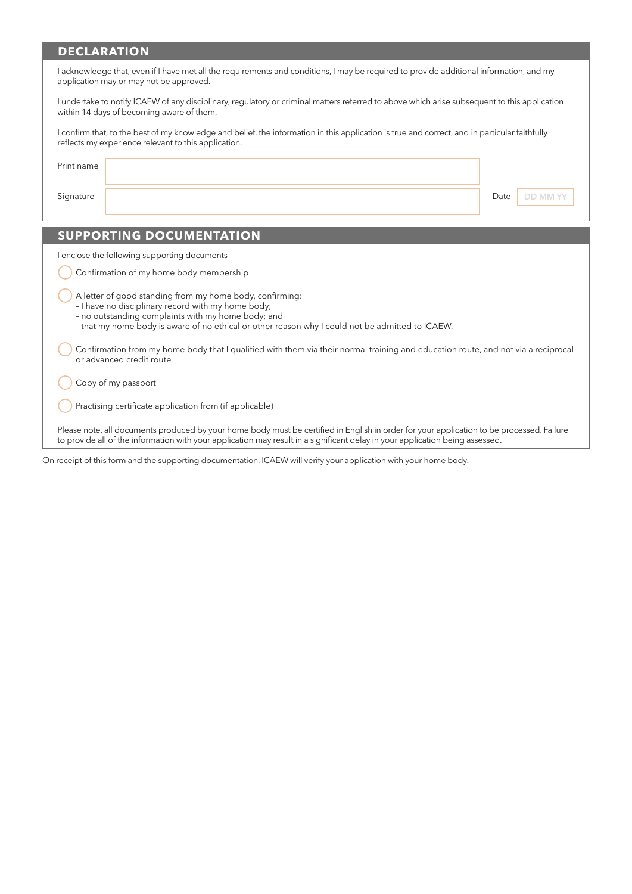## DECLARATION

I acknowledge that, even if I have met all the requirements and conditions, I may be required to provide additional information, and my application may or may not be approved.

I undertake to notify ICAEW of any disciplinary, regulatory or criminal matters referred to above which arise subsequent to this application within 14 days of becoming aware of them.

I confirm that, to the best of my knowledge and belief, the information in this application is true and correct, and in particular faithfully reflects my experience relevant to this application.

Print name

Signature

Date DD MM YY

## SUPPORTING DOCUMENTATION

I enclose the following supporting documents

- ◯ Confirmation of my home body membership
- ◯ A letter of good standing from my home body, confirming:
  - I have no disciplinary record with my home body;
  - no outstanding complaints with my home body; and
  - that my home body is aware of no ethical or other reason why I could not be admitted to ICAEW.
- ◯ Confirmation from my home body that I qualified with them via their normal training and education route, and not via a reciprocal or advanced credit route
- ◯ Copy of my passport
- ◯ Practising certificate application from (if applicable)

Please note, all documents produced by your home body must be certified in English in order for your application to be processed. Failure to provide all of the information with your application may result in a significant delay in your application being assessed.

On receipt of this form and the supporting documentation, ICAEW will verify your application with your home body.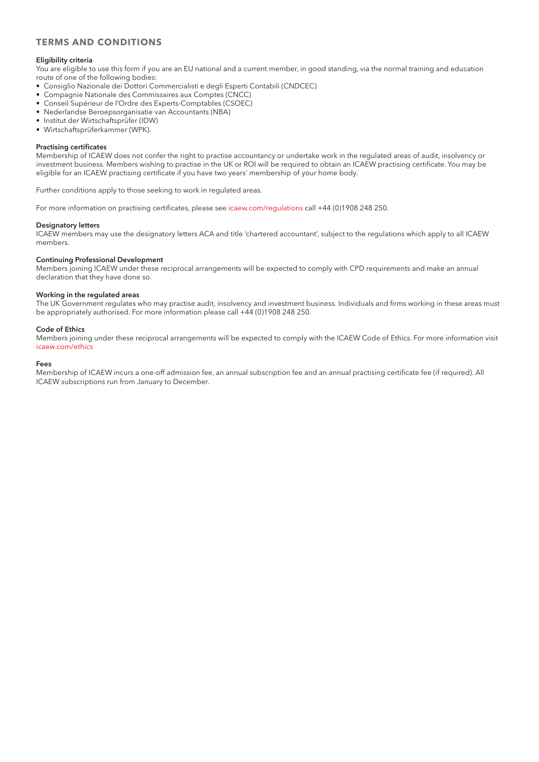## TERMS AND CONDITIONS

**Eligibility criteria**
You are eligible to use this form if you are an EU national and a current member, in good standing, via the normal training and education route of one of the following bodies:

- Consiglio Nazionale dei Dottori Commercialisti e degli Esperti Contabili (CNDCEC)
- Compagnie Nationale des Commissaires aux Comptes (CNCC)
- Conseil Supérieur de l'Ordre des Experts-Comptables (CSOEC)
- Nederlandse Beroepsorganisatie van Accountants (NBA)
- Institut der Wirtschaftsprüfer (IDW)
- Wirtschaftsprüferkammer (WPK).

**Practising certificates**
Membership of ICAEW does not confer the right to practise accountancy or undertake work in the regulated areas of audit, insolvency or investment business. Members wishing to practise in the UK or ROI will be required to obtain an ICAEW practising certificate. You may be eligible for an ICAEW practising certificate if you have two years' membership of your home body.

Further conditions apply to those seeking to work in regulated areas.

For more information on practising certificates, please see icaew.com/regulations call +44 (0)1908 248 250.

**Designatory letters**
ICAEW members may use the designatory letters ACA and title 'chartered accountant', subject to the regulations which apply to all ICAEW members.

**Continuing Professional Development**
Members joining ICAEW under these reciprocal arrangements will be expected to comply with CPD requirements and make an annual declaration that they have done so.

**Working in the regulated areas**
The UK Government regulates who may practise audit, insolvency and investment business. Individuals and firms working in these areas must be appropriately authorised. For more information please call +44 (0)1908 248 250.

**Code of Ethics**
Members joining under these reciprocal arrangements will be expected to comply with the ICAEW Code of Ethics. For more information visit icaew.com/ethics

**Fees**
Membership of ICAEW incurs a one-off admission fee, an annual subscription fee and an annual practising certificate fee (if required). All ICAEW subscriptions run from January to December.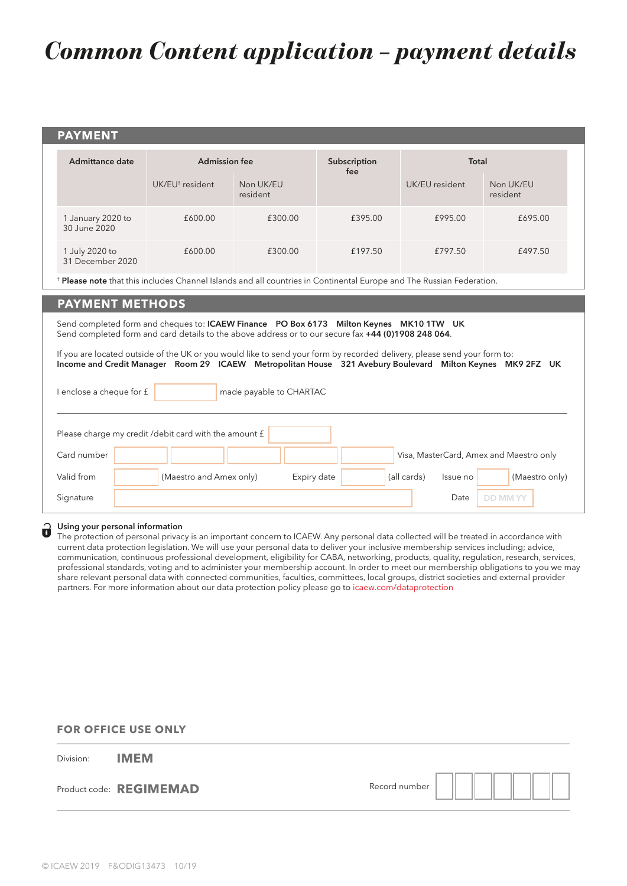# *Common Content application – payment details*

## PAYMENT

| Admittance date | Admission fee | | Subscription fee | Total | |
|---|---|---|---|---|---|
| | UK/EU[†] resident | Non UK/EU resident | | UK/EU resident | Non UK/EU resident |
| 1 January 2020 to 30 June 2020 | £600.00 | £300.00 | £395.00 | £995.00 | £695.00 |
| 1 July 2020 to 31 December 2020 | £600.00 | £300.00 | £197.50 | £797.50 | £497.50 |

[†] **Please note** that this includes Channel Islands and all countries in Continental Europe and The Russian Federation.

## PAYMENT METHODS

Send completed form and cheques to: **ICAEW Finance PO Box 6173 Milton Keynes MK10 1TW UK**
Send completed form and card details to the above address or to our secure fax **+44 (0)1908 248 064**.

If you are located outside of the UK or you would like to send your form by recorded delivery, please send your form to:
**Income and Credit Manager Room 29 ICAEW Metropolitan House 321 Avebury Boulevard Milton Keynes MK9 2FZ UK**

I enclose a cheque for £ ____________ made payable to CHARTAC

Please charge my credit /debit card with the amount £ ____________

Card number ____ ____ ____ ____ ____ Visa, MasterCard, Amex and Maestro only

Valid from ________ (Maestro and Amex only) Expiry date ________ (all cards) Issue no ________ (Maestro only)

Signature ____________________ Date DD MM YY

**Using your personal information**
The protection of personal privacy is an important concern to ICAEW. Any personal data collected will be treated in accordance with current data protection legislation. We will use your personal data to deliver your inclusive membership services including; advice, communication, continuous professional development, eligibility for CABA, networking, products, quality, regulation, research, services, professional standards, voting and to administer your membership account. In order to meet our membership obligations to you we may share relevant personal data with connected communities, faculties, committees, local groups, district societies and external provider partners. For more information about our data protection policy please go to icaew.com/dataprotection

## FOR OFFICE USE ONLY

Division: **IMEM**

Product code: **REGIMEMAD**

Record number

© ICAEW 2019 F&ODIG13473 10/19